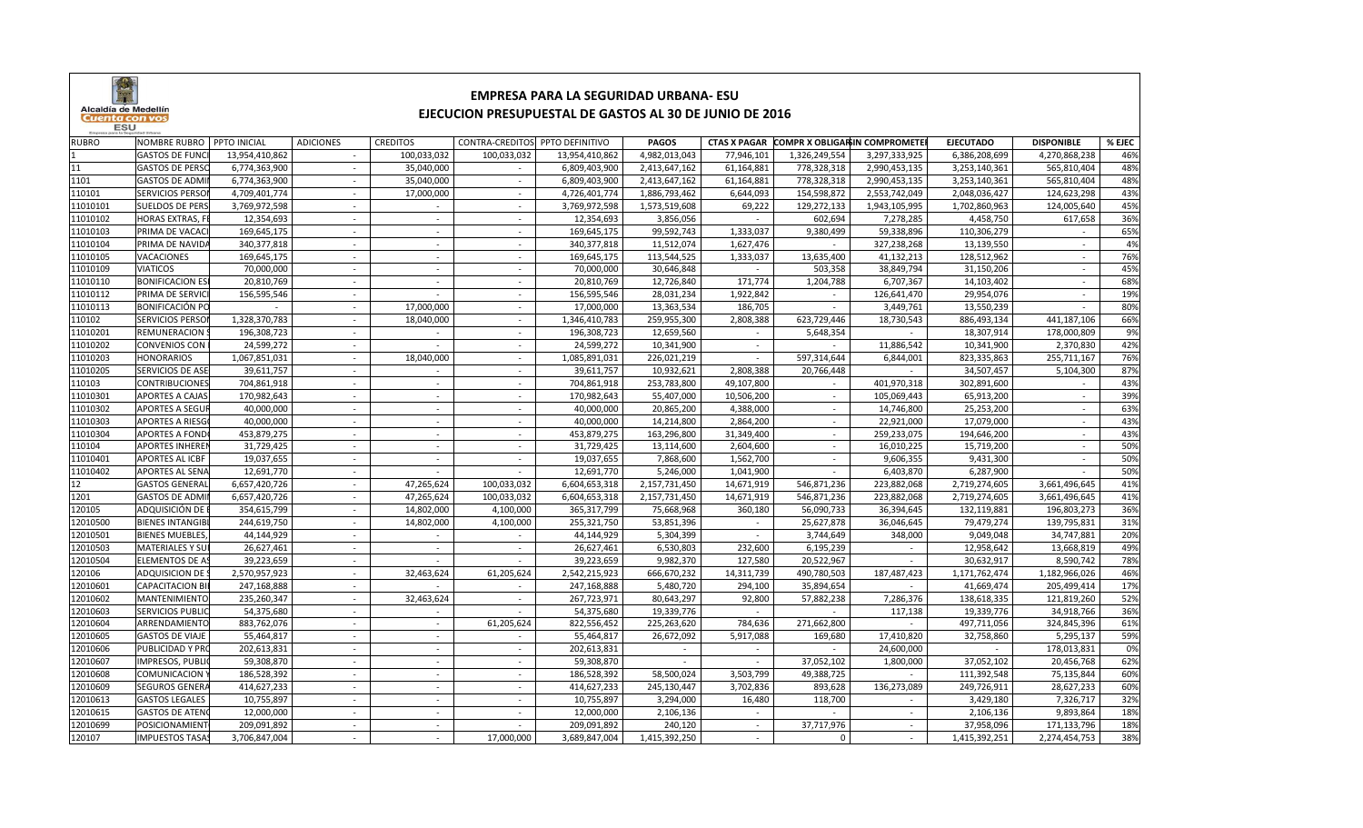# EMPRESA PARA LA SEGURIDAD URBANA- ESU

## EJECUCION PRESUPUESTAL DE GASTOS AL 30 DE JUNIO DE 2016

| RUBRO | NOMBRE RUBRO | PPTO INICIAL | ADICIONES | CREDITOS | CONTRA-CREDITOS | PPTO DEFINITIVO | PAGOS | CTAS X PAGAR | COMPR X OBLIGAR | SIN COMPROMETER | EJECUTADO | DISPONIBLE | % EJEC |
|---|---|---|---|---|---|---|---|---|---|---|---|---|---|
| 1 | GASTOS DE FUNCI | 13,954,410,862 | - | 100,033,032 | 100,033,032 | 13,954,410,862 | 4,982,013,043 | 77,946,101 | 1,326,249,554 | 3,297,333,925 | 6,386,208,699 | 4,270,868,238 | 46% |
| 11 | GASTOS DE PERSO | 6,774,363,900 | - | 35,040,000 | - | 6,809,403,900 | 2,413,647,162 | 61,164,881 | 778,328,318 | 2,990,453,135 | 3,253,140,361 | 565,810,404 | 48% |
| 1101 | GASTOS DE ADMI | 6,774,363,900 | - | 35,040,000 | - | 6,809,403,900 | 2,413,647,162 | 61,164,881 | 778,328,318 | 2,990,453,135 | 3,253,140,361 | 565,810,404 | 48% |
| 110101 | SERVICIOS PERSO | 4,709,401,774 | - | 17,000,000 | - | 4,726,401,774 | 1,886,793,462 | 6,644,093 | 154,598,872 | 2,553,742,049 | 2,048,036,427 | 124,623,298 | 43% |
| 11010101 | SUELDOS DE PERS | 3,769,972,598 | - | - | - | 3,769,972,598 | 1,573,519,608 | 69,222 | 129,272,133 | 1,943,105,995 | 1,702,860,963 | 124,005,640 | 45% |
| 11010102 | HORAS EXTRAS, F | 12,354,693 | - | - | - | 12,354,693 | 3,856,056 | - | 602,694 | 7,278,285 | 4,458,750 | 617,658 | 36% |
| 11010103 | PRIMA DE VACACI | 169,645,175 | - | - | - | 169,645,175 | 99,592,743 | 1,333,037 | 9,380,499 | 59,338,896 | 110,306,279 | - | 65% |
| 11010104 | PRIMA DE NAVIDA | 340,377,818 | - | - | - | 340,377,818 | 11,512,074 | 1,627,476 | - | 327,238,268 | 13,139,550 | - | 4% |
| 11010105 | VACACIONES | 169,645,175 | - | - | - | 169,645,175 | 113,544,525 | 1,333,037 | 13,635,400 | 41,132,213 | 128,512,962 | - | 76% |
| 11010109 | VIATICOS | 70,000,000 | - | - | - | 70,000,000 | 30,646,848 | - | 503,358 | 38,849,794 | 31,150,206 | - | 45% |
| 11010110 | BONIFICACION ES | 20,810,769 | - | - | - | 20,810,769 | 12,726,840 | 171,774 | 1,204,788 | 6,707,367 | 14,103,402 | - | 68% |
| 11010112 | PRIMA DE SERVICI | 156,595,546 | - | - | - | 156,595,546 | 28,031,234 | 1,922,842 | - | 126,641,470 | 29,954,076 | - | 19% |
| 11010113 | BONIFICACIÓN PO | - | - | 17,000,000 | - | 17,000,000 | 13,363,534 | 186,705 | - | 3,449,761 | 13,550,239 | - | 80% |
| 110102 | SERVICIOS PERSO | 1,328,370,783 | - | 18,040,000 | - | 1,346,410,783 | 259,955,300 | 2,808,388 | 623,729,446 | 18,730,543 | 886,493,134 | 441,187,106 | 66% |
| 11010201 | REMUNERACION | 196,308,723 | - | - | - | 196,308,723 | 12,659,560 | - | 5,648,354 | - | 18,307,914 | 178,000,809 | 9% |
| 11010202 | CONVENIOS CON | 24,599,272 | - | - | - | 24,599,272 | 10,341,900 | - | - | 11,886,542 | 10,341,900 | 2,370,830 | 42% |
| 11010203 | HONORARIOS | 1,067,851,031 | - | 18,040,000 | - | 1,085,891,031 | 226,021,219 | - | 597,314,644 | 6,844,001 | 823,335,863 | 255,711,167 | 76% |
| 11010205 | SERVICIOS DE ASE | 39,611,757 | - | - | - | 39,611,757 | 10,932,621 | 2,808,388 | 20,766,448 | - | 34,507,457 | 5,104,300 | 87% |
| 110103 | CONTRIBUCIONES | 704,861,918 | - | - | - | 704,861,918 | 253,783,800 | 49,107,800 | - | 401,970,318 | 302,891,600 | - | 43% |
| 11010301 | APORTES A CAJAS | 170,982,643 | - | - | - | 170,982,643 | 55,407,000 | 10,506,200 | - | 105,069,443 | 65,913,200 | - | 39% |
| 11010302 | APORTES A SEGUR | 40,000,000 | - | - | - | 40,000,000 | 20,865,200 | 4,388,000 | - | 14,746,800 | 25,253,200 | - | 63% |
| 11010303 | APORTES A RIESG | 40,000,000 | - | - | - | 40,000,000 | 14,214,800 | 2,864,200 | - | 22,921,000 | 17,079,000 | - | 43% |
| 11010304 | APORTES A FOND | 453,879,275 | - | - | - | 453,879,275 | 163,296,800 | 31,349,400 | - | 259,233,075 | 194,646,200 | - | 43% |
| 110104 | APORTES INHERE | 31,729,425 | - | - | - | 31,729,425 | 13,114,600 | 2,604,600 | - | 16,010,225 | 15,719,200 | - | 50% |
| 11010401 | APORTES AL ICBF | 19,037,655 | - | - | - | 19,037,655 | 7,868,600 | 1,562,700 | - | 9,606,355 | 9,431,300 | - | 50% |
| 11010402 | APORTES AL SENA | 12,691,770 | - | - | - | 12,691,770 | 5,246,000 | 1,041,900 | - | 6,403,870 | 6,287,900 | - | 50% |
| 12 | GASTOS GENERAL | 6,657,420,726 | - | 47,265,624 | 100,033,032 | 6,604,653,318 | 2,157,731,450 | 14,671,919 | 546,871,236 | 223,882,068 | 2,719,274,605 | 3,661,496,645 | 41% |
| 1201 | GASTOS DE ADMI | 6,657,420,726 | - | 47,265,624 | 100,033,032 | 6,604,653,318 | 2,157,731,450 | 14,671,919 | 546,871,236 | 223,882,068 | 2,719,274,605 | 3,661,496,645 | 41% |
| 120105 | ADQUISICIÓN DE | 354,615,799 | - | 14,802,000 | 4,100,000 | 365,317,799 | 75,668,968 | 360,180 | 56,090,733 | 36,394,645 | 132,119,881 | 196,803,273 | 36% |
| 12010500 | BIENES INTANGIB | 244,619,750 | - | 14,802,000 | 4,100,000 | 255,321,750 | 53,851,396 | - | 25,627,878 | 36,046,645 | 79,479,274 | 139,795,831 | 31% |
| 12010501 | BIENES MUEBLES, | 44,144,929 | - | - | - | 44,144,929 | 5,304,399 | - | 3,744,649 | 348,000 | 9,049,048 | 34,747,881 | 20% |
| 12010503 | MATERIALES Y SU | 26,627,461 | - | - | - | 26,627,461 | 6,530,803 | 232,600 | 6,195,239 | - | 12,958,642 | 13,668,819 | 49% |
| 12010504 | ELEMENTOS DE A | 39,223,659 | - | - | - | 39,223,659 | 9,982,370 | 127,580 | 20,522,967 | - | 30,632,917 | 8,590,742 | 78% |
| 120106 | ADQUISICION DE | 2,570,957,923 | - | 32,463,624 | 61,205,624 | 2,542,215,923 | 666,670,232 | 14,311,739 | 490,780,503 | 187,487,423 | 1,171,762,474 | 1,182,966,026 | 46% |
| 12010601 | CAPACITACION B | 247,168,888 | - | - | - | 247,168,888 | 5,480,720 | 294,100 | 35,894,654 | - | 41,669,474 | 205,499,414 | 17% |
| 12010602 | MANTENIMIENTO | 235,260,347 | - | 32,463,624 | - | 267,723,971 | 80,643,297 | 92,800 | 57,882,238 | 7,286,376 | 138,618,335 | 121,819,260 | 52% |
| 12010603 | SERVICIOS PUBLI | 54,375,680 | - | - | - | 54,375,680 | 19,339,776 | - | - | 117,138 | 19,339,776 | 34,918,766 | 36% |
| 12010604 | ARRENDAMIENTO | 883,762,076 | - | - | 61,205,624 | 822,556,452 | 225,263,620 | 784,636 | 271,662,800 | - | 497,711,056 | 324,845,396 | 61% |
| 12010605 | GASTOS DE VIAJE | 55,464,817 | - | - | - | 55,464,817 | 26,672,092 | 5,917,088 | 169,680 | 17,410,820 | 32,758,860 | 5,295,137 | 59% |
| 12010606 | PUBLICIDAD Y PR | 202,613,831 | - | - | - | 202,613,831 | - | - | - | 24,600,000 | - | 178,013,831 | 0% |
| 12010607 | IMPRESOS, PUBLI | 59,308,870 | - | - | - | 59,308,870 | - | - | 37,052,102 | 1,800,000 | 37,052,102 | 20,456,768 | 62% |
| 12010608 | COMUNICACION | 186,528,392 | - | - | - | 186,528,392 | 58,500,024 | 3,503,799 | 49,388,725 | - | 111,392,548 | 75,135,844 | 60% |
| 12010609 | SEGUROS GENERA | 414,627,233 | - | - | - | 414,627,233 | 245,130,447 | 3,702,836 | 893,628 | 136,273,089 | 249,726,911 | 28,627,233 | 60% |
| 12010613 | GASTOS LEGALES | 10,755,897 | - | - | - | 10,755,897 | 3,294,000 | 16,480 | 118,700 | - | 3,429,180 | 7,326,717 | 32% |
| 12010615 | GASTOS DE ATEN | 12,000,000 | - | - | - | 12,000,000 | 2,106,136 | - | - | - | 2,106,136 | 9,893,864 | 18% |
| 12010699 | POSICIONAMIENT | 209,091,892 | - | - | - | 209,091,892 | 240,120 | - | 37,717,976 | - | 37,958,096 | 171,133,796 | 18% |
| 120107 | IMPUESTOS TASAS | 3,706,847,004 | - | - | 17,000,000 | 3,689,847,004 | 1,415,392,250 | - | 0 | - | 1,415,392,251 | 2,274,454,753 | 38% |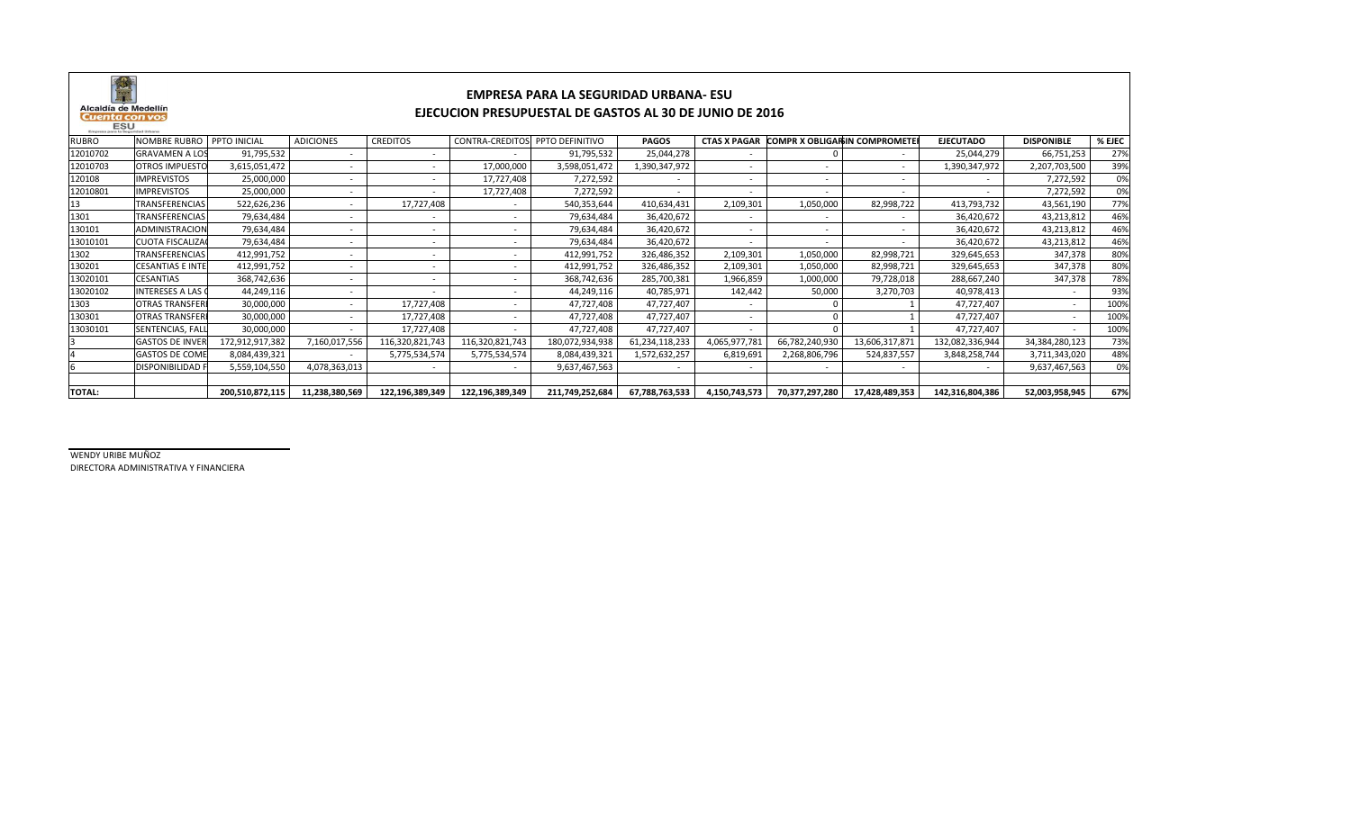Alcaldía de Medellín
Cuenta con vos
ESU

## EMPRESA PARA LA SEGURIDAD URBANA- ESU

## EJECUCION PRESUPUESTAL DE GASTOS AL 30 DE JUNIO DE 2016

| RUBRO | NOMBRE RUBRO | PPTO INICIAL | ADICIONES | CREDITOS | CONTRA-CREDITOS | PPTO DEFINITIVO | PAGOS | CTAS X PAGAR | COMPR X OBLIGAR | SIN COMPROMETER | EJECUTADO | DISPONIBLE | % EJEC |
|---|---|---|---|---|---|---|---|---|---|---|---|---|---|
| 12010702 | GRAVAMEN A LOS | 91,795,532 | - | - | - | 91,795,532 | 25,044,278 | - | 0 | - | 25,044,279 | 66,751,253 | 27% |
| 12010703 | OTROS IMPUESTO | 3,615,051,472 | - | - | 17,000,000 | 3,598,051,472 | 1,390,347,972 | - | - | - | 1,390,347,972 | 2,207,703,500 | 39% |
| 120108 | IMPREVISTOS | 25,000,000 | - | - | 17,727,408 | 7,272,592 | - | - | - | - | - | 7,272,592 | 0% |
| 12010801 | IMPREVISTOS | 25,000,000 | - | - | 17,727,408 | 7,272,592 | - | - | - | - | - | 7,272,592 | 0% |
| 13 | TRANSFERENCIAS | 522,626,236 | - | 17,727,408 | - | 540,353,644 | 410,634,431 | 2,109,301 | 1,050,000 | 82,998,722 | 413,793,732 | 43,561,190 | 77% |
| 1301 | TRANSFERENCIAS | 79,634,484 | - | - | - | 79,634,484 | 36,420,672 | - | - | - | 36,420,672 | 43,213,812 | 46% |
| 130101 | ADMINISTRACION | 79,634,484 | - | - | - | 79,634,484 | 36,420,672 | - | - | - | 36,420,672 | 43,213,812 | 46% |
| 13010101 | CUOTA FISCALIZAC | 79,634,484 | - | - | - | 79,634,484 | 36,420,672 | - | - | - | 36,420,672 | 43,213,812 | 46% |
| 1302 | TRANSFERENCIAS | 412,991,752 | - | - | - | 412,991,752 | 326,486,352 | 2,109,301 | 1,050,000 | 82,998,721 | 329,645,653 | 347,378 | 80% |
| 130201 | CESANTIAS E INTE | 412,991,752 | - | - | - | 412,991,752 | 326,486,352 | 2,109,301 | 1,050,000 | 82,998,721 | 329,645,653 | 347,378 | 80% |
| 13020101 | CESANTIAS | 368,742,636 | - | - | - | 368,742,636 | 285,700,381 | 1,966,859 | 1,000,000 | 79,728,018 | 288,667,240 | 347,378 | 78% |
| 13020102 | INTERESES A LAS C | 44,249,116 | - | - | - | 44,249,116 | 40,785,971 | 142,442 | 50,000 | 3,270,703 | 40,978,413 | - | 93% |
| 1303 | OTRAS TRANSFERE | 30,000,000 | - | 17,727,408 | - | 47,727,408 | 47,727,407 | - | 0 | 1 | 47,727,407 | - | 100% |
| 130301 | OTRAS TRANSFERE | 30,000,000 | - | 17,727,408 | - | 47,727,408 | 47,727,407 | - | 0 | 1 | 47,727,407 | - | 100% |
| 13030101 | SENTENCIAS, FALL | 30,000,000 | - | 17,727,408 | - | 47,727,408 | 47,727,407 | - | 0 | 1 | 47,727,407 | - | 100% |
| 3 | GASTOS DE INVER | 172,912,917,382 | 7,160,017,556 | 116,320,821,743 | 116,320,821,743 | 180,072,934,938 | 61,234,118,233 | 4,065,977,781 | 66,782,240,930 | 13,606,317,871 | 132,082,336,944 | 34,384,280,123 | 73% |
| 4 | GASTOS DE COME | 8,084,439,321 | - | 5,775,534,574 | 5,775,534,574 | 8,084,439,321 | 1,572,632,257 | 6,819,691 | 2,268,806,796 | 524,837,557 | 3,848,258,744 | 3,711,343,020 | 48% |
| 6 | DISPONIBILIDAD F | 5,559,104,550 | 4,078,363,013 | - | - | 9,637,467,563 | - | - | - | - | - | 9,637,467,563 | 0% |
| | | | | | | | | | | | | | |
| **TOTAL:** | | **200,510,872,115** | **11,238,380,569** | **122,196,389,349** | **122,196,389,349** | **211,749,252,684** | **67,788,763,533** | **4,150,743,573** | **70,377,297,280** | **17,428,489,353** | **142,316,804,386** | **52,003,958,945** | **67%** |

WENDY URIBE MUÑOZ
DIRECTORA ADMINISTRATIVA Y FINANCIERA